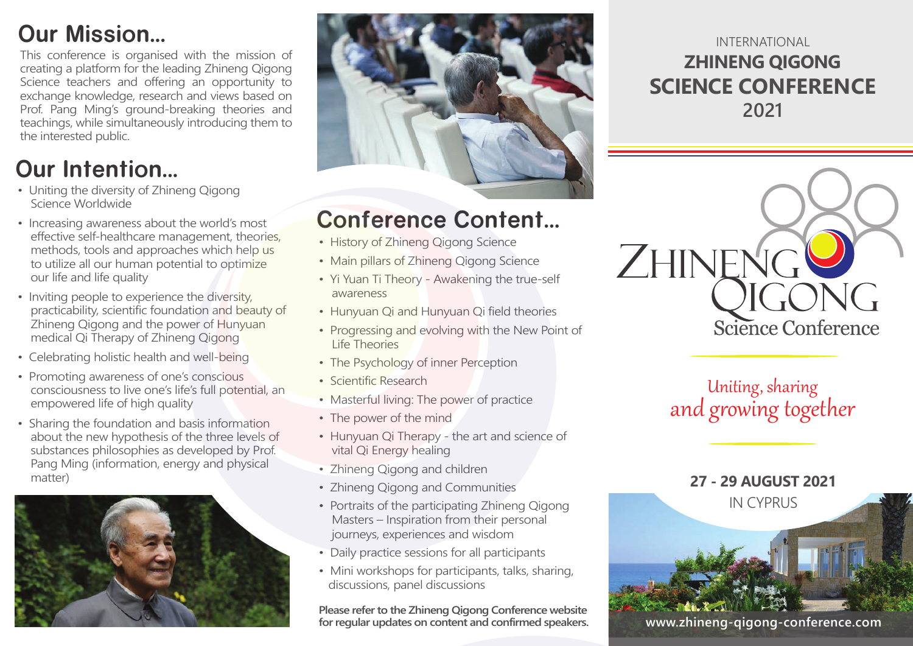# Our Mission...

This conference is organised with the mission of creating a platform for the leading Zhineng Qigong Science teachers and offering an opportunity to exchange knowledge, research and views based on Prof. Pang Ming's ground-breaking theories and teachings, while simultaneously introducing them to the interested public.

# Our Intention...

- Uniting the diversity of Zhineng Qigong Science Worldwide
- Increasing awareness about the world's most effective self-healthcare management, theories, methods, tools and approaches which help us to utilize all our human potential to optimize our life and life quality
- Inviting people to experience the diversity, practicability, scientific foundation and beauty of Zhineng Qigong and the power of Hunyuan medical Qi Therapy of Zhineng Qigong
- Celebrating holistic health and well-being
- Promoting awareness of one's conscious consciousness to live one's life's full potential, an empowered life of high quality
- Sharing the foundation and basis information about the new hypothesis of the three levels of substances philosophies as developed by Prof. Pang Ming (information, energy and physical matter)

# Conference Content...

- History of Zhineng Qigong Science
- Main pillars of Zhineng Qigong Science
- Yi Yuan Ti Theory - Awakening the true-self awareness
- Hunyuan Qi and Hunyuan Qi field theories
- Progressing and evolving with the New Point of Life Theories
- The Psychology of inner Perception
- Scientific Research
- Masterful living: The power of practice
- The power of the mind
- Hunyuan Qi Therapy - the art and science of vital Qi Energy healing
- Zhineng Qigong and children
- Zhineng Qigong and Communities
- Portraits of the participating Zhineng Qigong Masters – Inspiration from their personal journeys, experiences and wisdom
- Daily practice sessions for all participants
- Mini workshops for participants, talks, sharing, discussions, panel discussions

**Please refer to the Zhineng Qigong Conference website for regular updates on content and confirmed speakers.**

INTERNATIONAL

# ZHINENG QIGONG SCIENCE CONFERENCE 2021

ZHINENG QIGONG Science Conference

*Uniting, sharing and growing together*

**27 - 29 AUGUST 2021**

IN CYPRUS

**www.zhineng-qigong-conference.com**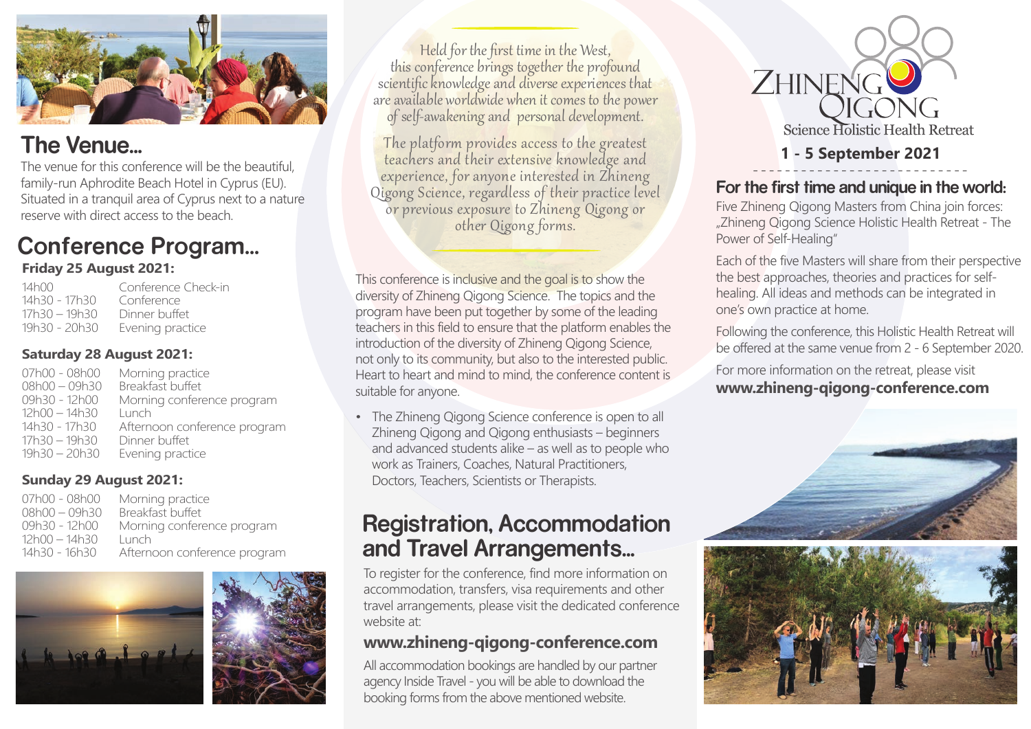## The Venue...

The venue for this conference will be the beautiful, family-run Aphrodite Beach Hotel in Cyprus (EU). Situated in a tranquil area of Cyprus next to a nature reserve with direct access to the beach.

## Conference Program...

### Friday 25 August 2021:

| | |
|---|---|
| 14h00 | Conference Check-in |
| 14h30 - 17h30 | Conference |
| 17h30 – 19h30 | Dinner buffet |
| 19h30 - 20h30 | Evening practice |

### Saturday 28 August 2021:

| | |
|---|---|
| 07h00 - 08h00 | Morning practice |
| 08h00 – 09h30 | Breakfast buffet |
| 09h30 - 12h00 | Morning conference program |
| 12h00 – 14h30 | Lunch |
| 14h30 - 17h30 | Afternoon conference program |
| 17h30 – 19h30 | Dinner buffet |
| 19h30 – 20h30 | Evening practice |

### Sunday 29 August 2021:

| | |
|---|---|
| 07h00 - 08h00 | Morning practice |
| 08h00 – 09h30 | Breakfast buffet |
| 09h30 - 12h00 | Morning conference program |
| 12h00 – 14h30 | Lunch |
| 14h30 - 16h30 | Afternoon conference program |

*Held for the first time in the West, this conference brings together the profound scientific knowledge and diverse experiences that are available worldwide when it comes to the power of self-awakening and personal development.*

*The platform provides access to the greatest teachers and their extensive knowledge and experience, for anyone interested in Zhineng Qigong Science, regardless of their practice level or previous exposure to Zhineng Qigong or other Qigong forms.*

This conference is inclusive and the goal is to show the diversity of Zhineng Qigong Science. The topics and the program have been put together by some of the leading teachers in this field to ensure that the platform enables the introduction of the diversity of Zhineng Qigong Science, not only to its community, but also to the interested public. Heart to heart and mind to mind, the conference content is suitable for anyone.

- The Zhineng Qigong Science conference is open to all Zhineng Qigong and Qigong enthusiasts – beginners and advanced students alike – as well as to people who work as Trainers, Coaches, Natural Practitioners, Doctors, Teachers, Scientists or Therapists.

## Registration, Accommodation and Travel Arrangements...

To register for the conference, find more information on accommodation, transfers, visa requirements and other travel arrangements, please visit the dedicated conference website at:

### www.zhineng-qigong-conference.com

All accommodation bookings are handled by our partner agency Inside Travel - you will be able to download the booking forms from the above mentioned website.

# Zhineng Qigong

Science Holistic Health Retreat

### 1 - 5 September 2021

### For the first time and unique in the world:

Five Zhineng Qigong Masters from China join forces: „Zhineng Qigong Science Holistic Health Retreat - The Power of Self-Healing"

Each of the five Masters will share from their perspective the best approaches, theories and practices for self-healing. All ideas and methods can be integrated in one's own practice at home.

Following the conference, this Holistic Health Retreat will be offered at the same venue from 2 - 6 September 2020.

For more information on the retreat, please visit **www.zhineng-qigong-conference.com**